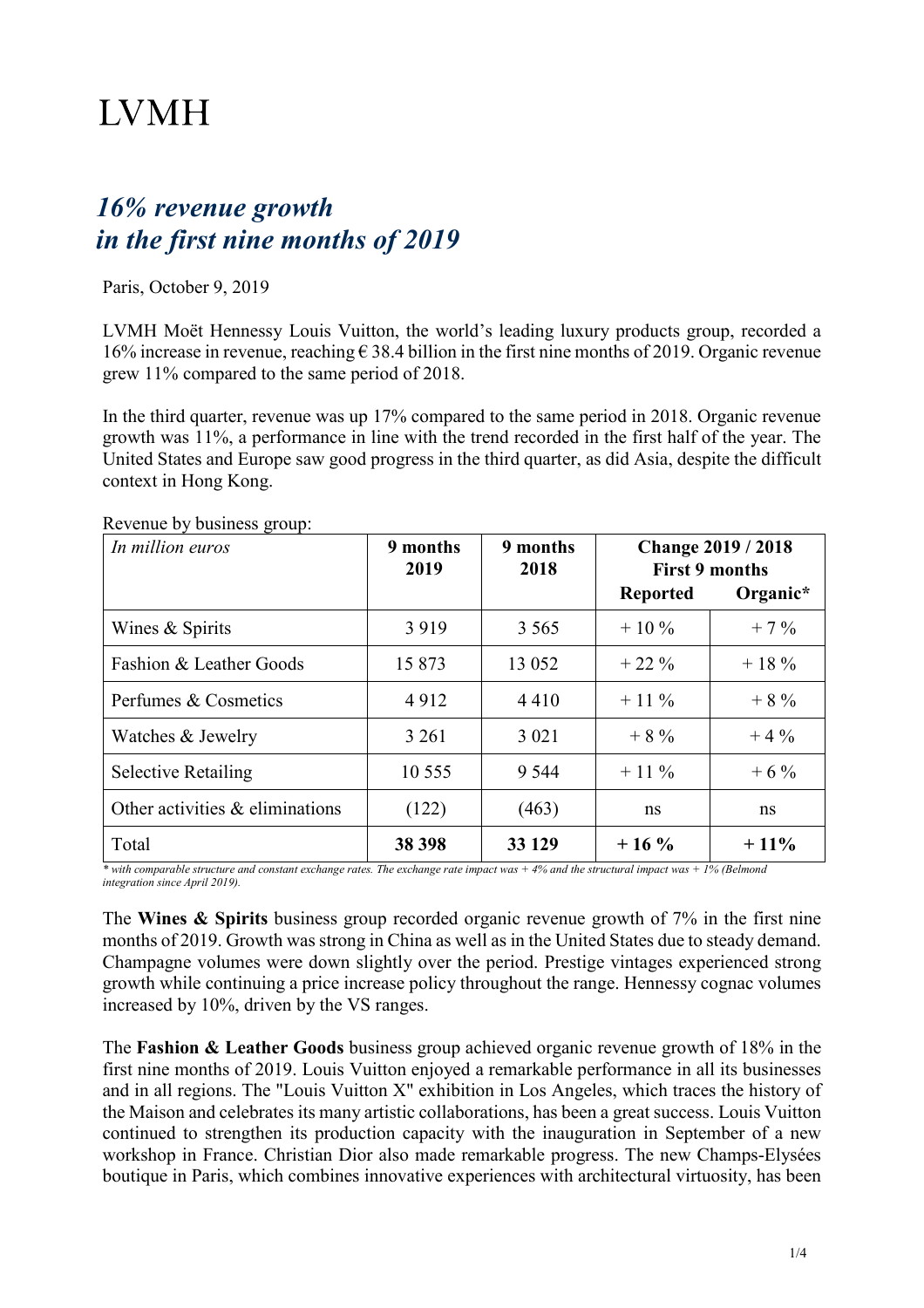# LVMH

## *16% revenue growth in the first nine months of 2019*

Paris, October 9, 2019

LVMH Moët Hennessy Louis Vuitton, the world's leading luxury products group, recorded a 16% increase in revenue, reaching € 38.4 billion in the first nine months of 2019. Organic revenue grew 11% compared to the same period of 2018.

In the third quarter, revenue was up 17% compared to the same period in 2018. Organic revenue growth was 11%, a performance in line with the trend recorded in the first half of the year. The United States and Europe saw good progress in the third quarter, as did Asia, despite the difficult context in Hong Kong.

Revenue by business group:

| *In million euros* | **9 months 2019** | **9 months 2018** | **Change 2019 / 2018 First 9 months** | |
|---|---|---|---|---|
| | | | **Reported** | **Organic*** |
| Wines & Spirits | 3 919 | 3 565 | + 10 % | + 7 % |
| Fashion & Leather Goods | 15 873 | 13 052 | + 22 % | + 18 % |
| Perfumes & Cosmetics | 4 912 | 4 410 | + 11 % | + 8 % |
| Watches & Jewelry | 3 261 | 3 021 | + 8 % | + 4 % |
| Selective Retailing | 10 555 | 9 544 | + 11 % | + 6 % |
| Other activities & eliminations | (122) | (463) | ns | ns |
| Total | **38 398** | **33 129** | **+ 16 %** | **+ 11%** |

*\* with comparable structure and constant exchange rates. The exchange rate impact was + 4% and the structural impact was + 1% (Belmond integration since April 2019).*

The **Wines & Spirits** business group recorded organic revenue growth of 7% in the first nine months of 2019. Growth was strong in China as well as in the United States due to steady demand. Champagne volumes were down slightly over the period. Prestige vintages experienced strong growth while continuing a price increase policy throughout the range. Hennessy cognac volumes increased by 10%, driven by the VS ranges.

The **Fashion & Leather Goods** business group achieved organic revenue growth of 18% in the first nine months of 2019. Louis Vuitton enjoyed a remarkable performance in all its businesses and in all regions. The "Louis Vuitton X" exhibition in Los Angeles, which traces the history of the Maison and celebrates its many artistic collaborations, has been a great success. Louis Vuitton continued to strengthen its production capacity with the inauguration in September of a new workshop in France. Christian Dior also made remarkable progress. The new Champs-Elysées boutique in Paris, which combines innovative experiences with architectural virtuosity, has been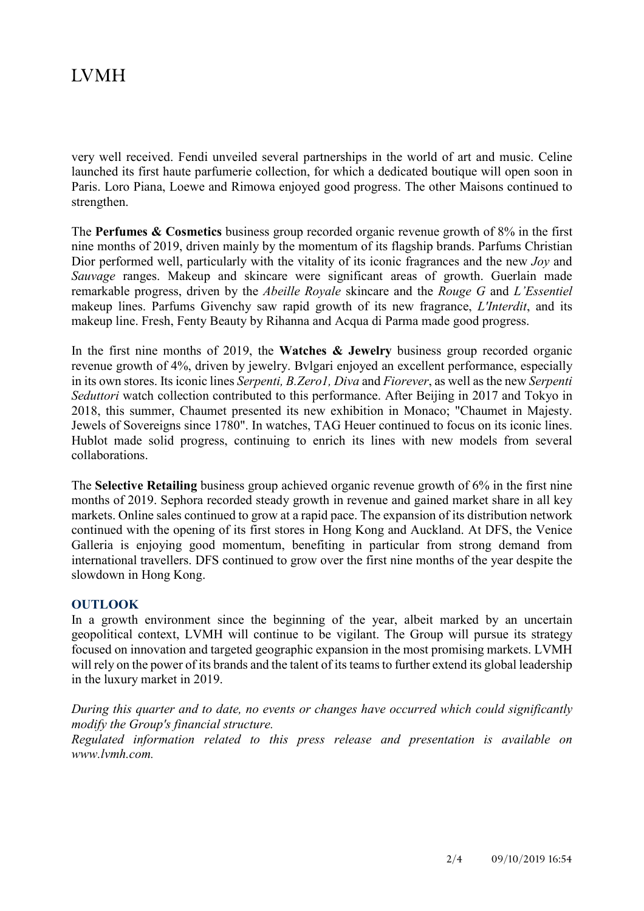very well received. Fendi unveiled several partnerships in the world of art and music. Celine launched its first haute parfumerie collection, for which a dedicated boutique will open soon in Paris. Loro Piana, Loewe and Rimowa enjoyed good progress. The other Maisons continued to strengthen.

The **Perfumes & Cosmetics** business group recorded organic revenue growth of 8% in the first nine months of 2019, driven mainly by the momentum of its flagship brands. Parfums Christian Dior performed well, particularly with the vitality of its iconic fragrances and the new *Joy* and *Sauvage* ranges. Makeup and skincare were significant areas of growth. Guerlain made remarkable progress, driven by the *Abeille Royale* skincare and the *Rouge G* and *L'Essentiel* makeup lines. Parfums Givenchy saw rapid growth of its new fragrance, *L'Interdit*, and its makeup line. Fresh, Fenty Beauty by Rihanna and Acqua di Parma made good progress.

In the first nine months of 2019, the **Watches & Jewelry** business group recorded organic revenue growth of 4%, driven by jewelry. Bvlgari enjoyed an excellent performance, especially in its own stores. Its iconic lines *Serpenti, B.Zero1, Diva* and *Fiorever*, as well as the new *Serpenti Seduttori* watch collection contributed to this performance. After Beijing in 2017 and Tokyo in 2018, this summer, Chaumet presented its new exhibition in Monaco; "Chaumet in Majesty. Jewels of Sovereigns since 1780". In watches, TAG Heuer continued to focus on its iconic lines. Hublot made solid progress, continuing to enrich its lines with new models from several collaborations.

The **Selective Retailing** business group achieved organic revenue growth of 6% in the first nine months of 2019. Sephora recorded steady growth in revenue and gained market share in all key markets. Online sales continued to grow at a rapid pace. The expansion of its distribution network continued with the opening of its first stores in Hong Kong and Auckland. At DFS, the Venice Galleria is enjoying good momentum, benefiting in particular from strong demand from international travellers. DFS continued to grow over the first nine months of the year despite the slowdown in Hong Kong.

## OUTLOOK

In a growth environment since the beginning of the year, albeit marked by an uncertain geopolitical context, LVMH will continue to be vigilant. The Group will pursue its strategy focused on innovation and targeted geographic expansion in the most promising markets. LVMH will rely on the power of its brands and the talent of its teams to further extend its global leadership in the luxury market in 2019.

*During this quarter and to date, no events or changes have occurred which could significantly modify the Group's financial structure.*

*Regulated information related to this press release and presentation is available on www.lvmh.com.*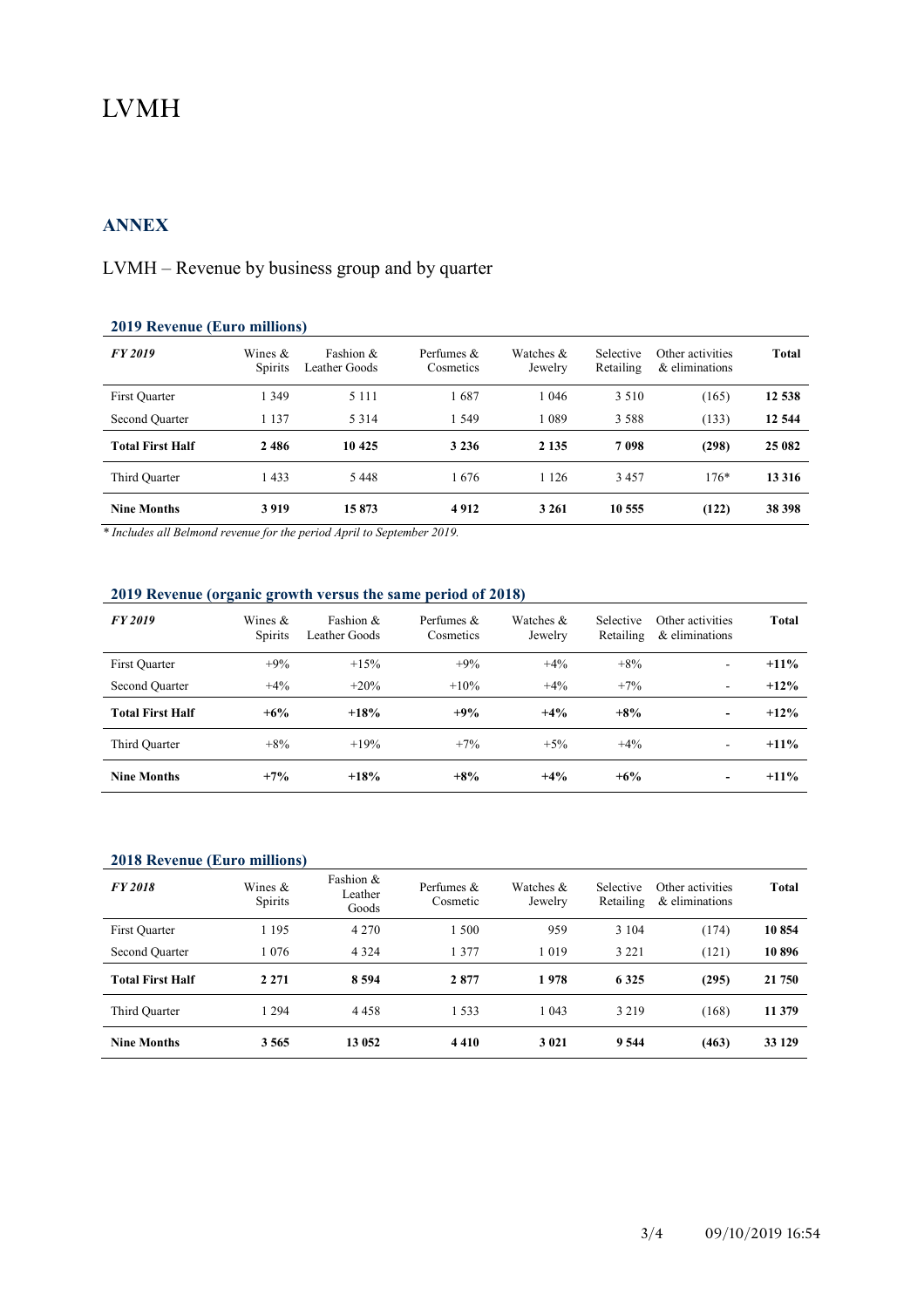# LVMH

## ANNEX

LVMH – Revenue by business group and by quarter

**2019 Revenue (Euro millions)**

| *FY 2019* | Wines & Spirits | Fashion & Leather Goods | Perfumes & Cosmetics | Watches & Jewelry | Selective Retailing | Other activities & eliminations | Total |
|---|---|---|---|---|---|---|---|
| First Quarter | 1 349 | 5 111 | 1 687 | 1 046 | 3 510 | (165) | **12 538** |
| Second Quarter | 1 137 | 5 314 | 1 549 | 1 089 | 3 588 | (133) | **12 544** |
| **Total First Half** | **2 486** | **10 425** | **3 236** | **2 135** | **7 098** | **(298)** | **25 082** |
| Third Quarter | 1 433 | 5 448 | 1 676 | 1 126 | 3 457 | 176* | **13 316** |
| **Nine Months** | **3 919** | **15 873** | **4 912** | **3 261** | **10 555** | **(122)** | **38 398** |

*\* Includes all Belmond revenue for the period April to September 2019.*

**2019 Revenue (organic growth versus the same period of 2018)**

| *FY 2019* | Wines & Spirits | Fashion & Leather Goods | Perfumes & Cosmetics | Watches & Jewelry | Selective Retailing | Other activities & eliminations | Total |
|---|---|---|---|---|---|---|---|
| First Quarter | +9% | +15% | +9% | +4% | +8% | - | **+11%** |
| Second Quarter | +4% | +20% | +10% | +4% | +7% | - | **+12%** |
| **Total First Half** | **+6%** | **+18%** | **+9%** | **+4%** | **+8%** | **-** | **+12%** |
| Third Quarter | +8% | +19% | +7% | +5% | +4% | - | **+11%** |
| **Nine Months** | **+7%** | **+18%** | **+8%** | **+4%** | **+6%** | **-** | **+11%** |

**2018 Revenue (Euro millions)**

| *FY 2018* | Wines & Spirits | Fashion & Leather Goods | Perfumes & Cosmetic | Watches & Jewelry | Selective Retailing | Other activities & eliminations | Total |
|---|---|---|---|---|---|---|---|
| First Quarter | 1 195 | 4 270 | 1 500 | 959 | 3 104 | (174) | **10 854** |
| Second Quarter | 1 076 | 4 324 | 1 377 | 1 019 | 3 221 | (121) | **10 896** |
| **Total First Half** | **2 271** | **8 594** | **2 877** | **1 978** | **6 325** | **(295)** | **21 750** |
| Third Quarter | 1 294 | 4 458 | 1 533 | 1 043 | 3 219 | (168) | **11 379** |
| **Nine Months** | **3 565** | **13 052** | **4 410** | **3 021** | **9 544** | **(463)** | **33 129** |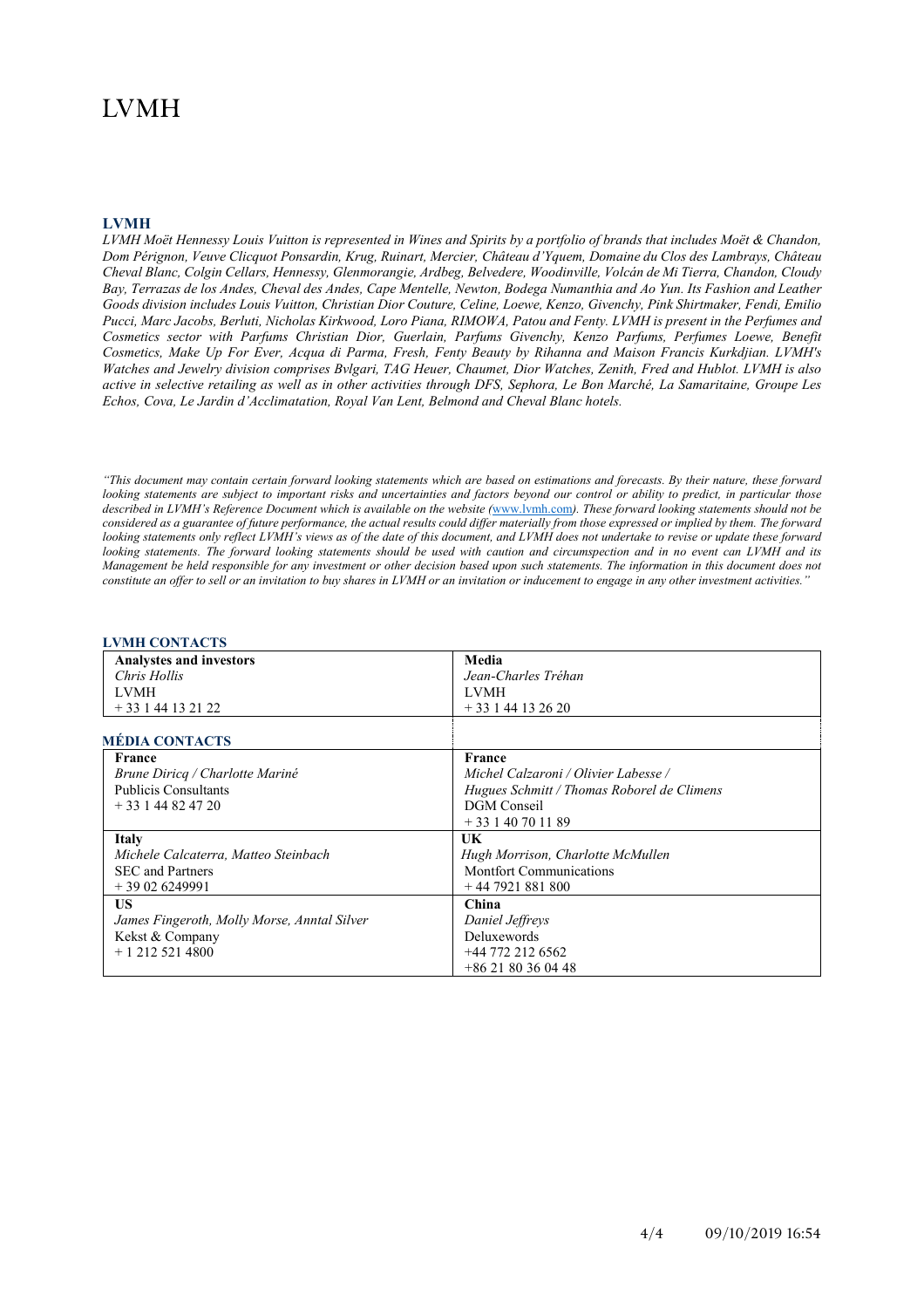# LVMH

## LVMH

*LVMH Moët Hennessy Louis Vuitton is represented in Wines and Spirits by a portfolio of brands that includes Moët & Chandon, Dom Pérignon, Veuve Clicquot Ponsardin, Krug, Ruinart, Mercier, Château d'Yquem, Domaine du Clos des Lambrays, Château Cheval Blanc, Colgin Cellars, Hennessy, Glenmorangie, Ardbeg, Belvedere, Woodinville, Volcán de Mi Tierra, Chandon, Cloudy Bay, Terrazas de los Andes, Cheval des Andes, Cape Mentelle, Newton, Bodega Numanthia and Ao Yun. Its Fashion and Leather Goods division includes Louis Vuitton, Christian Dior Couture, Celine, Loewe, Kenzo, Givenchy, Pink Shirtmaker, Fendi, Emilio Pucci, Marc Jacobs, Berluti, Nicholas Kirkwood, Loro Piana, RIMOWA, Patou and Fenty. LVMH is present in the Perfumes and Cosmetics sector with Parfums Christian Dior, Guerlain, Parfums Givenchy, Kenzo Parfums, Perfumes Loewe, Benefit Cosmetics, Make Up For Ever, Acqua di Parma, Fresh, Fenty Beauty by Rihanna and Maison Francis Kurkdjian. LVMH's Watches and Jewelry division comprises Bvlgari, TAG Heuer, Chaumet, Dior Watches, Zenith, Fred and Hublot. LVMH is also active in selective retailing as well as in other activities through DFS, Sephora, Le Bon Marché, La Samaritaine, Groupe Les Echos, Cova, Le Jardin d'Acclimatation, Royal Van Lent, Belmond and Cheval Blanc hotels.*

*"This document may contain certain forward looking statements which are based on estimations and forecasts. By their nature, these forward looking statements are subject to important risks and uncertainties and factors beyond our control or ability to predict, in particular those described in LVMH's Reference Document which is available on the website (www.lvmh.com). These forward looking statements should not be considered as a guarantee of future performance, the actual results could differ materially from those expressed or implied by them. The forward looking statements only reflect LVMH's views as of the date of this document, and LVMH does not undertake to revise or update these forward looking statements. The forward looking statements should be used with caution and circumspection and in no event can LVMH and its Management be held responsible for any investment or other decision based upon such statements. The information in this document does not constitute an offer to sell or an invitation to buy shares in LVMH or an invitation or inducement to engage in any other investment activities."*

## LVMH CONTACTS

| Analystes and investors | Media |
|---|---|
| *Chris Hollis*<br>LVMH<br>+ 33 1 44 13 21 22 | *Jean-Charles Tréhan*<br>LVMH<br>+ 33 1 44 13 26 20 |

## MÉDIA CONTACTS

| | |
|---|---|
| **France**<br>*Brune Diricq / Charlotte Mariné*<br>Publicis Consultants<br>+ 33 1 44 82 47 20 | **France**<br>*Michel Calzaroni / Olivier Labesse / Hugues Schmitt / Thomas Roborel de Climens*<br>DGM Conseil<br>+ 33 1 40 70 11 89 |
| **Italy**<br>*Michele Calcaterra, Matteo Steinbach*<br>SEC and Partners<br>+ 39 02 6249991 | **UK**<br>*Hugh Morrison, Charlotte McMullen*<br>Montfort Communications<br>+ 44 7921 881 800 |
| **US**<br>*James Fingeroth, Molly Morse, Anntal Silver*<br>Kekst & Company<br>+ 1 212 521 4800 | **China**<br>*Daniel Jeffreys*<br>Deluxewords<br>+44 772 212 6562<br>+86 21 80 36 04 48 |